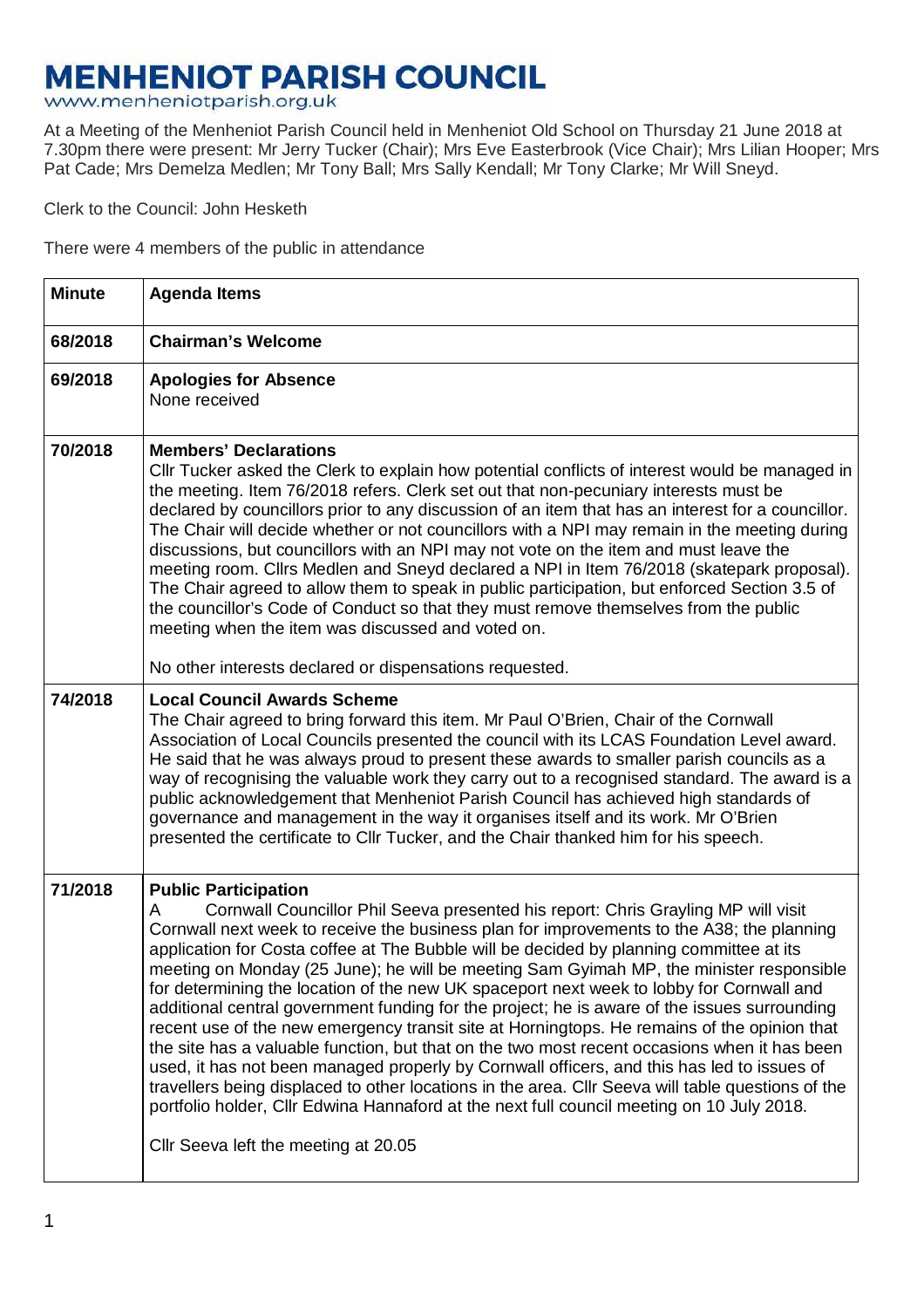# MENHENIOT PARISH COUNCIL

www.menheniotparish.org.uk

At a Meeting of the Menheniot Parish Council held in Menheniot Old School on Thursday 21 June 2018 at 7.30pm there were present: Mr Jerry Tucker (Chair); Mrs Eve Easterbrook (Vice Chair); Mrs Lilian Hooper; Mrs Pat Cade; Mrs Demelza Medlen; Mr Tony Ball; Mrs Sally Kendall; Mr Tony Clarke; Mr Will Sneyd.

Clerk to the Council: John Hesketh

There were 4 members of the public in attendance

| Minute | Agenda Items |
|---|---|
| 68/2018 | **Chairman's Welcome** |
| 69/2018 | **Apologies for Absence**<br>None received |
| 70/2018 | **Members' Declarations**<br>Cllr Tucker asked the Clerk to explain how potential conflicts of interest would be managed in the meeting. Item 76/2018 refers. Clerk set out that non-pecuniary interests must be declared by councillors prior to any discussion of an item that has an interest for a councillor. The Chair will decide whether or not councillors with a NPI may remain in the meeting during discussions, but councillors with an NPI may not vote on the item and must leave the meeting room. Cllrs Medlen and Sneyd declared a NPI in Item 76/2018 (skatepark proposal). The Chair agreed to allow them to speak in public participation, but enforced Section 3.5 of the councillor's Code of Conduct so that they must remove themselves from the public meeting when the item was discussed and voted on.<br><br>No other interests declared or dispensations requested. |
| 74/2018 | **Local Council Awards Scheme**<br>The Chair agreed to bring forward this item. Mr Paul O'Brien, Chair of the Cornwall Association of Local Councils presented the council with its LCAS Foundation Level award. He said that he was always proud to present these awards to smaller parish councils as a way of recognising the valuable work they carry out to a recognised standard. The award is a public acknowledgement that Menheniot Parish Council has achieved high standards of governance and management in the way it organises itself and its work. Mr O'Brien presented the certificate to Cllr Tucker, and the Chair thanked him for his speech. |
| 71/2018 | **Public Participation**<br>A Cornwall Councillor Phil Seeva presented his report: Chris Grayling MP will visit Cornwall next week to receive the business plan for improvements to the A38; the planning application for Costa coffee at The Bubble will be decided by planning committee at its meeting on Monday (25 June); he will be meeting Sam Gyimah MP, the minister responsible for determining the location of the new UK spaceport next week to lobby for Cornwall and additional central government funding for the project; he is aware of the issues surrounding recent use of the new emergency transit site at Horningtops. He remains of the opinion that the site has a valuable function, but that on the two most recent occasions when it has been used, it has not been managed properly by Cornwall officers, and this has led to issues of travellers being displaced to other locations in the area. Cllr Seeva will table questions of the portfolio holder, Cllr Edwina Hannaford at the next full council meeting on 10 July 2018.<br><br>Cllr Seeva left the meeting at 20.05 |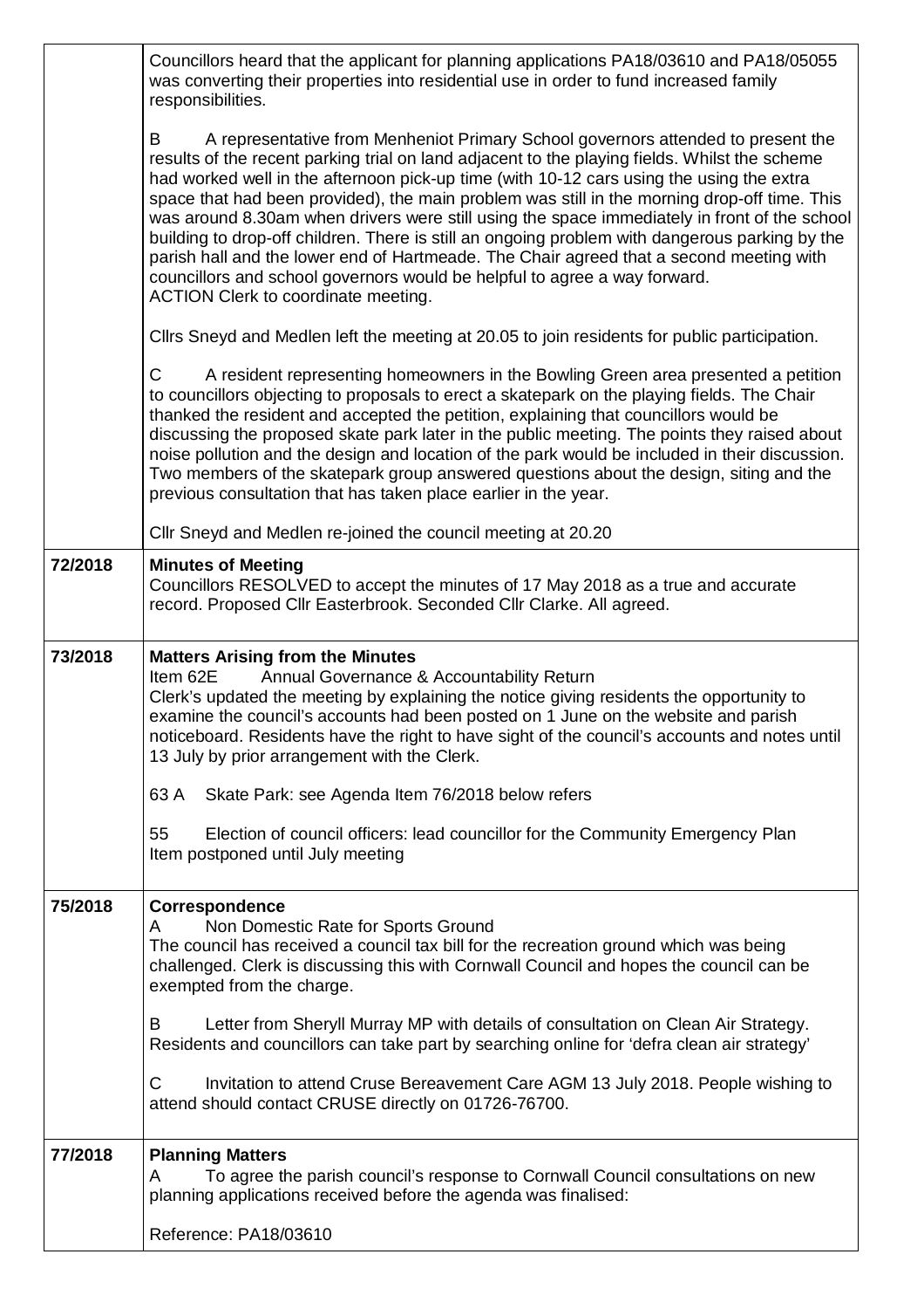| | |
|---|---|
| | Councillors heard that the applicant for planning applications PA18/03610 and PA18/05055 was converting their properties into residential use in order to fund increased family responsibilities.<br><br>B A representative from Menheniot Primary School governors attended to present the results of the recent parking trial on land adjacent to the playing fields. Whilst the scheme had worked well in the afternoon pick-up time (with 10-12 cars using the extra space that had been provided), the main problem was still in the morning drop-off time. This was around 8.30am when drivers were still using the space immediately in front of the school building to drop-off children. There is still an ongoing problem with dangerous parking by the parish hall and the lower end of Hartmeade. The Chair agreed that a second meeting with councillors and school governors would be helpful to agree a way forward.<br>ACTION Clerk to coordinate meeting.<br><br>Cllrs Sneyd and Medlen left the meeting at 20.05 to join residents for public participation.<br><br>C A resident representing homeowners in the Bowling Green area presented a petition to councillors objecting to proposals to erect a skatepark on the playing fields. The Chair thanked the resident and accepted the petition, explaining that councillors would be discussing the proposed skate park later in the public meeting. The points they raised about noise pollution and the design and location of the park would be included in their discussion. Two members of the skatepark group answered questions about the design, siting and the previous consultation that has taken place earlier in the year.<br><br>Cllr Sneyd and Medlen re-joined the council meeting at 20.20 |
| 72/2018 | **Minutes of Meeting**<br>Councillors RESOLVED to accept the minutes of 17 May 2018 as a true and accurate record. Proposed Cllr Easterbrook. Seconded Cllr Clarke. All agreed. |
| 73/2018 | **Matters Arising from the Minutes**<br>Item 62E Annual Governance & Accountability Return<br>Clerk's updated the meeting by explaining the notice giving residents the opportunity to examine the council's accounts had been posted on 1 June on the website and parish noticeboard. Residents have the right to have sight of the council's accounts and notes until 13 July by prior arrangement with the Clerk.<br><br>63 A Skate Park: see Agenda Item 76/2018 below refers<br><br>55 Election of council officers: lead councillor for the Community Emergency Plan<br>Item postponed until July meeting |
| 75/2018 | **Correspondence**<br>A Non Domestic Rate for Sports Ground<br>The council has received a council tax bill for the recreation ground which was being challenged. Clerk is discussing this with Cornwall Council and hopes the council can be exempted from the charge.<br><br>B Letter from Sheryll Murray MP with details of consultation on Clean Air Strategy. Residents and councillors can take part by searching online for 'defra clean air strategy'<br><br>C Invitation to attend Cruse Bereavement Care AGM 13 July 2018. People wishing to attend should contact CRUSE directly on 01726-76700. |
| 77/2018 | **Planning Matters**<br>A To agree the parish council's response to Cornwall Council consultations on new planning applications received before the agenda was finalised:<br><br>Reference: PA18/03610 |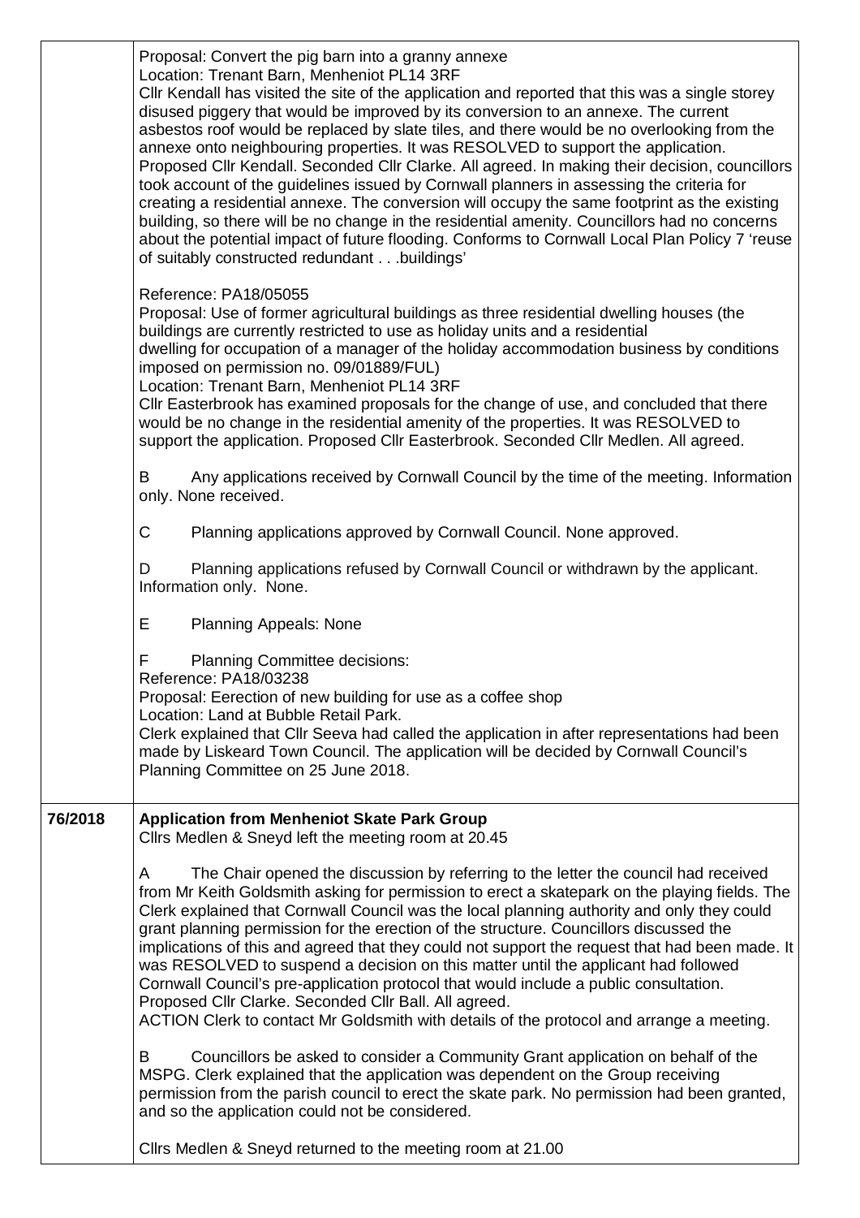| | |
|---|---|
| | Proposal: Convert the pig barn into a granny annexe<br>Location: Trenant Barn, Menheniot PL14 3RF<br>Cllr Kendall has visited the site of the application and reported that this was a single storey disused piggery that would be improved by its conversion to an annexe. The current asbestos roof would be replaced by slate tiles, and there would be no overlooking from the annexe onto neighbouring properties. It was RESOLVED to support the application. Proposed Cllr Kendall. Seconded Cllr Clarke. All agreed. In making their decision, councillors took account of the guidelines issued by Cornwall planners in assessing the criteria for creating a residential annexe. The conversion will occupy the same footprint as the existing building, so there will be no change in the residential amenity. Councillors had no concerns about the potential impact of future flooding. Conforms to Cornwall Local Plan Policy 7 'reuse of suitably constructed redundant . . .buildings'<br><br>Reference: PA18/05055<br>Proposal: Use of former agricultural buildings as three residential dwelling houses (the buildings are currently restricted to use as holiday units and a residential dwelling for occupation of a manager of the holiday accommodation business by conditions imposed on permission no. 09/01889/FUL)<br>Location: Trenant Barn, Menheniot PL14 3RF<br>Cllr Easterbrook has examined proposals for the change of use, and concluded that there would be no change in the residential amenity of the properties. It was RESOLVED to support the application. Proposed Cllr Easterbrook. Seconded Cllr Medlen. All agreed.<br><br>B Any applications received by Cornwall Council by the time of the meeting. Information only. None received.<br><br>C Planning applications approved by Cornwall Council. None approved.<br><br>D Planning applications refused by Cornwall Council or withdrawn by the applicant. Information only. None.<br><br>E Planning Appeals: None<br><br>F Planning Committee decisions:<br>Reference: PA18/03238<br>Proposal: Eerection of new building for use as a coffee shop<br>Location: Land at Bubble Retail Park.<br>Clerk explained that Cllr Seeva had called the application in after representations had been made by Liskeard Town Council. The application will be decided by Cornwall Council's Planning Committee on 25 June 2018. |
| **76/2018** | **Application from Menheniot Skate Park Group**<br>Cllrs Medlen & Sneyd left the meeting room at 20.45<br><br>A The Chair opened the discussion by referring to the letter the council had received from Mr Keith Goldsmith asking for permission to erect a skatepark on the playing fields. The Clerk explained that Cornwall Council was the local planning authority and only they could grant planning permission for the erection of the structure. Councillors discussed the implications of this and agreed that they could not support the request that had been made. It was RESOLVED to suspend a decision on this matter until the applicant had followed Cornwall Council's pre-application protocol that would include a public consultation. Proposed Cllr Clarke. Seconded Cllr Ball. All agreed.<br>ACTION Clerk to contact Mr Goldsmith with details of the protocol and arrange a meeting.<br><br>B Councillors be asked to consider a Community Grant application on behalf of the MSPG. Clerk explained that the application was dependent on the Group receiving permission from the parish council to erect the skate park. No permission had been granted, and so the application could not be considered.<br><br>Cllrs Medlen & Sneyd returned to the meeting room at 21.00 |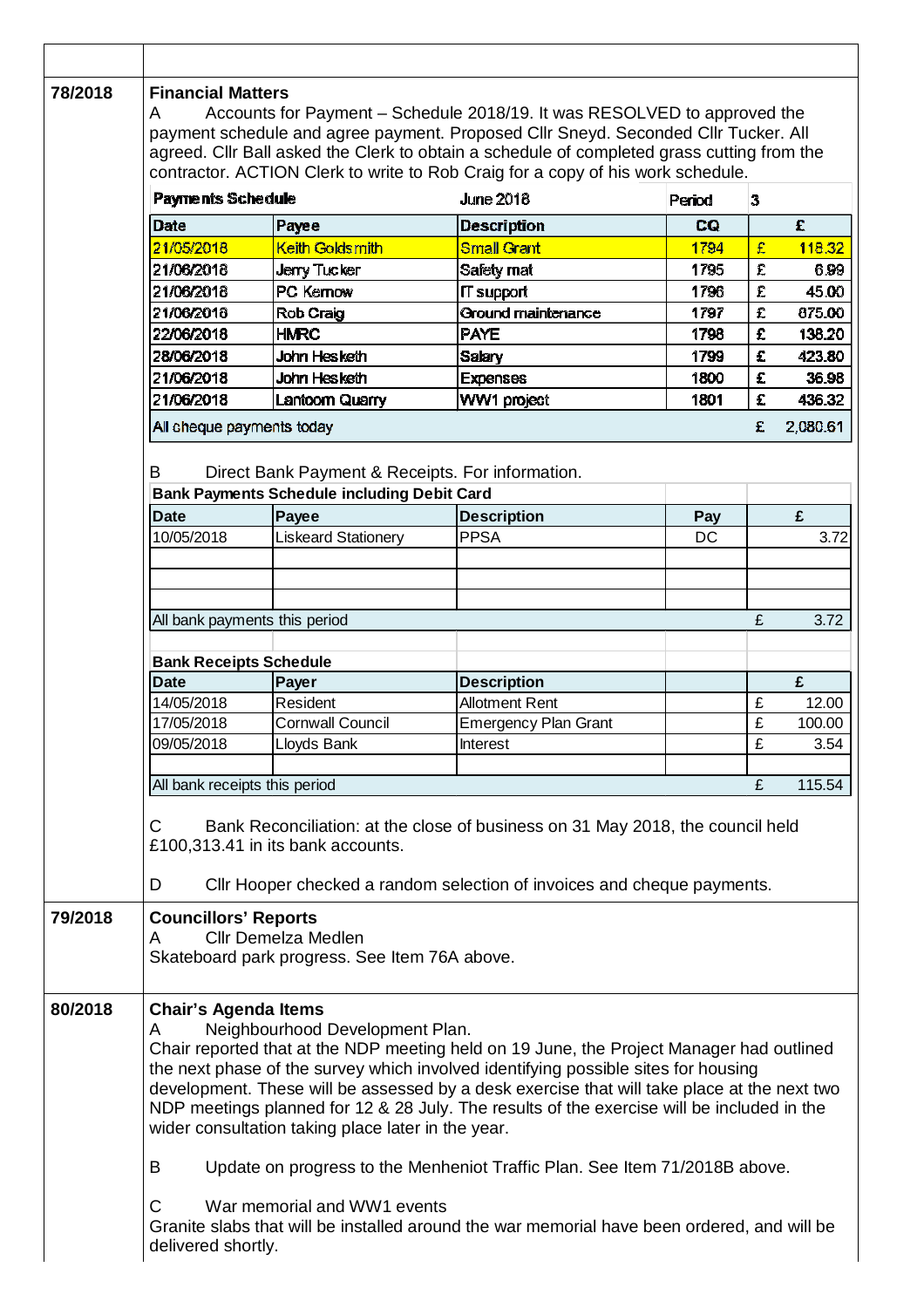| | |
|---|---|
| | |

**78/2018**

**Financial Matters**

A Accounts for Payment – Schedule 2018/19. It was RESOLVED to approved the payment schedule and agree payment. Proposed Cllr Sneyd. Seconded Cllr Tucker. All agreed. Cllr Ball asked the Clerk to obtain a schedule of completed grass cutting from the contractor. ACTION Clerk to write to Rob Craig for a copy of his work schedule.

| **Payments Schedule** | | June 2018 | Period | 3 | |
|---|---|---|---|---|---|
| **Date** | **Payee** | **Description** | **CQ** | | **£** |
| 21/05/2018 | Keith Goldsmith | Small Grant | 1794 | £ | 118.32 |
| 21/06/2018 | Jerry Tucker | Safety mat | 1795 | £ | 6.99 |
| 21/06/2018 | PC Kernow | IT support | 1796 | £ | 45.00 |
| 21/06/2018 | Rob Craig | Ground maintenance | 1797 | £ | 875.00 |
| 22/06/2018 | HMRC | PAYE | 1798 | £ | 138.20 |
| 28/06/2018 | John Hesketh | Salary | 1799 | £ | 423.80 |
| 21/06/2018 | John Hesketh | Expenses | 1800 | £ | 36.98 |
| 21/06/2018 | Lantoom Quarry | WW1 project | 1801 | £ | 436.32 |
| All cheque payments today | | | | £ | 2,080.61 |

B Direct Bank Payment & Receipts. For information.

| **Bank Payments Schedule including Debit Card** | | | | | |
|---|---|---|---|---|---|
| **Date** | **Payee** | **Description** | **Pay** | | **£** |
| 10/05/2018 | Liskeard Stationery | PPSA | DC | | 3.72 |
| | | | | | |
| | | | | | |
| | | | | | |
| All bank payments this period | | | | £ | 3.72 |

| **Bank Receipts Schedule** | | | | | |
|---|---|---|---|---|---|
| **Date** | **Payer** | **Description** | | | **£** |
| 14/05/2018 | Resident | Allotment Rent | | £ | 12.00 |
| 17/05/2018 | Cornwall Council | Emergency Plan Grant | | £ | 100.00 |
| 09/05/2018 | Lloyds Bank | Interest | | £ | 3.54 |
| | | | | | |
| All bank receipts this period | | | | £ | 115.54 |

C Bank Reconciliation: at the close of business on 31 May 2018, the council held £100,313.41 in its bank accounts.

D Cllr Hooper checked a random selection of invoices and cheque payments.

**79/2018**

**Councillors' Reports**

A Cllr Demelza Medlen

Skateboard park progress. See Item 76A above.

**80/2018**

**Chair's Agenda Items**

A Neighbourhood Development Plan.

Chair reported that at the NDP meeting held on 19 June, the Project Manager had outlined the next phase of the survey which involved identifying possible sites for housing development. These will be assessed by a desk exercise that will take place at the next two NDP meetings planned for 12 & 28 July. The results of the exercise will be included in the wider consultation taking place later in the year.

B Update on progress to the Menheniot Traffic Plan. See Item 71/2018B above.

C War memorial and WW1 events

Granite slabs that will be installed around the war memorial have been ordered, and will be delivered shortly.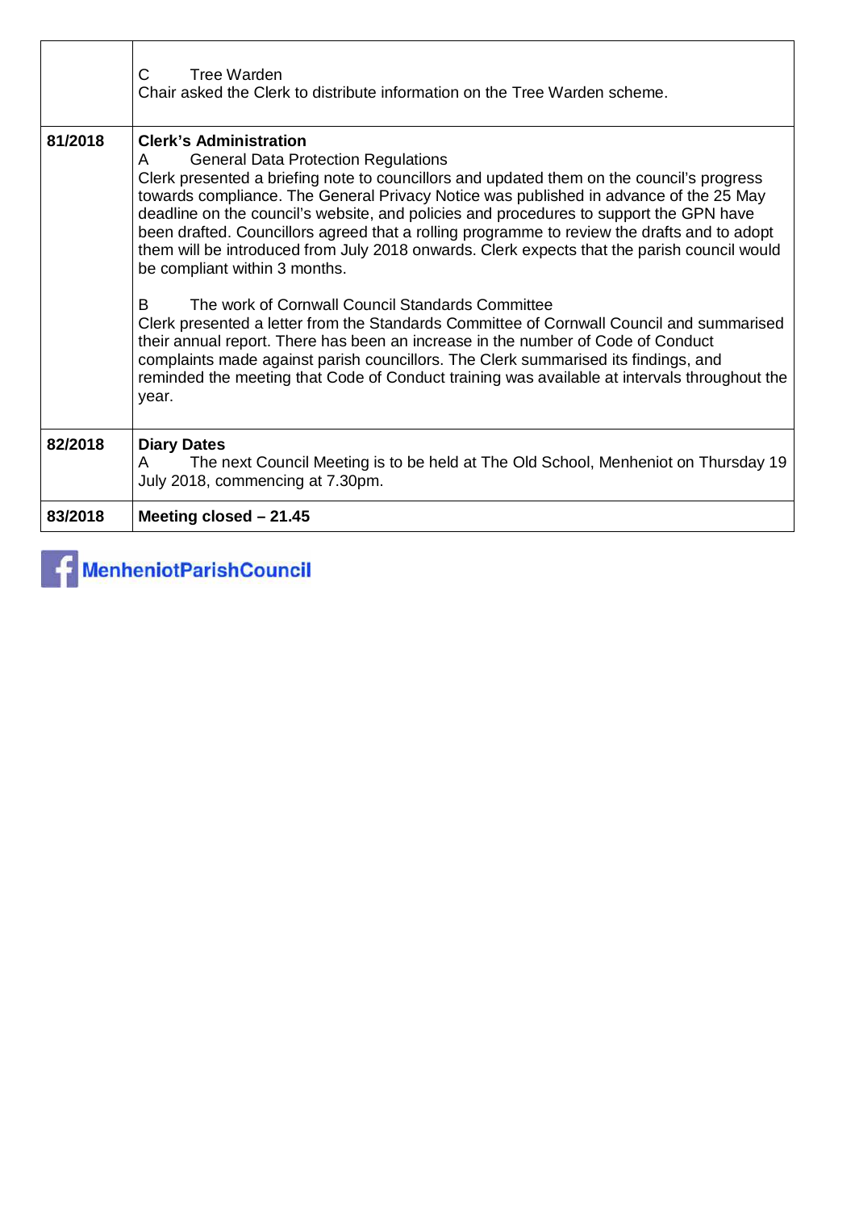| | |
|---|---|
| | C Tree Warden<br>Chair asked the Clerk to distribute information on the Tree Warden scheme. |
| **81/2018** | **Clerk's Administration**<br>A General Data Protection Regulations<br>Clerk presented a briefing note to councillors and updated them on the council's progress towards compliance. The General Privacy Notice was published in advance of the 25 May deadline on the council's website, and policies and procedures to support the GPN have been drafted. Councillors agreed that a rolling programme to review the drafts and to adopt them will be introduced from July 2018 onwards. Clerk expects that the parish council would be compliant within 3 months.<br><br>B The work of Cornwall Council Standards Committee<br>Clerk presented a letter from the Standards Committee of Cornwall Council and summarised their annual report. There has been an increase in the number of Code of Conduct complaints made against parish councillors. The Clerk summarised its findings, and reminded the meeting that Code of Conduct training was available at intervals throughout the year. |
| **82/2018** | **Diary Dates**<br>A The next Council Meeting is to be held at The Old School, Menheniot on Thursday 19 July 2018, commencing at 7.30pm. |
| **83/2018** | **Meeting closed – 21.45** |

MenheniotParishCouncil